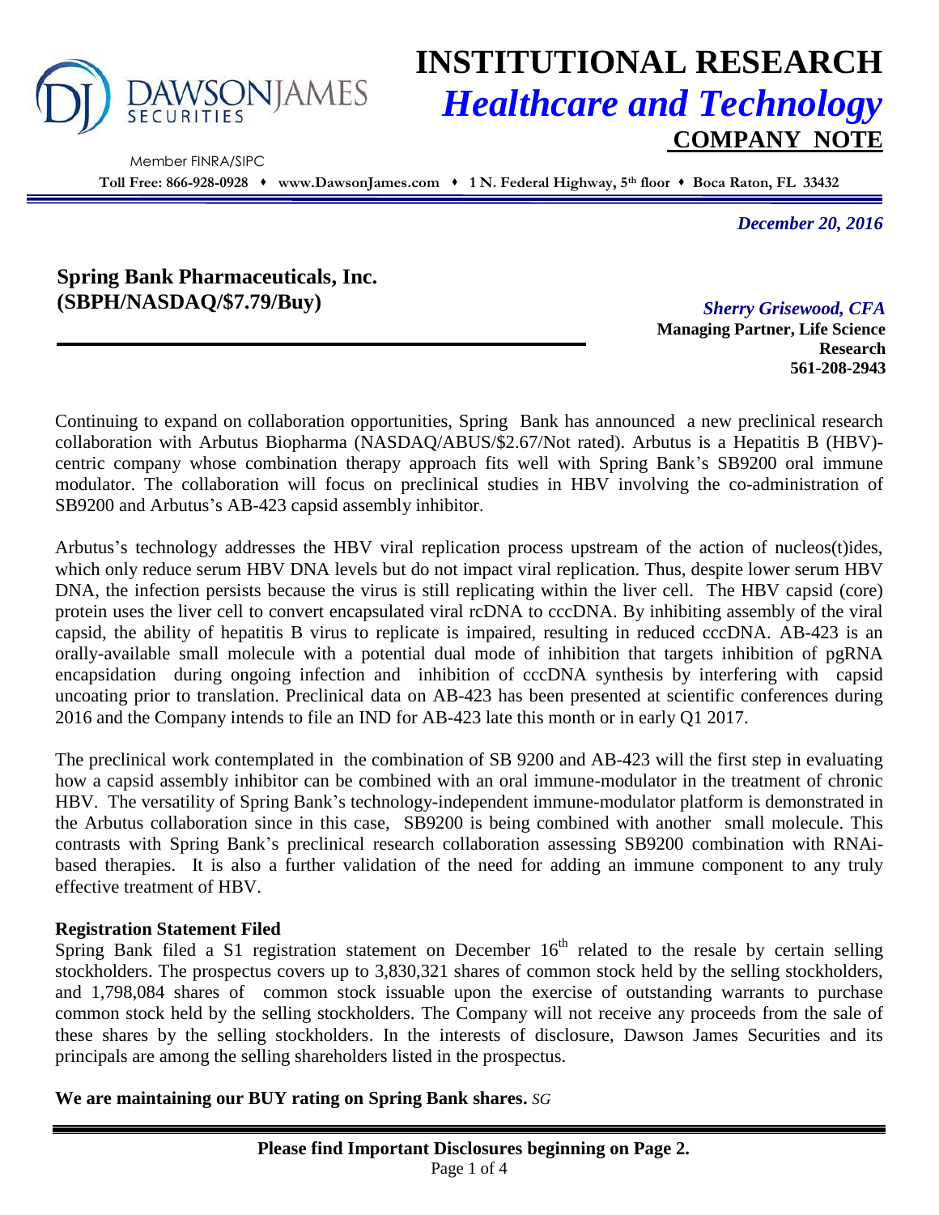# INSTITUTIONAL RESEARCH

## *Healthcare and Technology*

### COMPANY NOTE

DAWSON JAMES SECURITIES

Member FINRA/SIPC

**Toll Free: 866-928-0928 ♦ www.DawsonJames.com ♦ 1 N. Federal Highway, 5th floor ♦ Boca Raton, FL 33432**

*December 20, 2016*

**Spring Bank Pharmaceuticals, Inc.**
**(SBPH/NASDAQ/$7.79/Buy)**

***Sherry Grisewood, CFA***
**Managing Partner, Life Science Research**
**561-208-2943**

Continuing to expand on collaboration opportunities, Spring Bank has announced a new preclinical research collaboration with Arbutus Biopharma (NASDAQ/ABUS/$2.67/Not rated). Arbutus is a Hepatitis B (HBV)-centric company whose combination therapy approach fits well with Spring Bank's SB9200 oral immune modulator. The collaboration will focus on preclinical studies in HBV involving the co-administration of SB9200 and Arbutus's AB-423 capsid assembly inhibitor.

Arbutus's technology addresses the HBV viral replication process upstream of the action of nucleos(t)ides, which only reduce serum HBV DNA levels but do not impact viral replication. Thus, despite lower serum HBV DNA, the infection persists because the virus is still replicating within the liver cell. The HBV capsid (core) protein uses the liver cell to convert encapsulated viral rcDNA to cccDNA. By inhibiting assembly of the viral capsid, the ability of hepatitis B virus to replicate is impaired, resulting in reduced cccDNA. AB-423 is an orally-available small molecule with a potential dual mode of inhibition that targets inhibition of pgRNA encapsidation during ongoing infection and inhibition of cccDNA synthesis by interfering with capsid uncoating prior to translation. Preclinical data on AB-423 has been presented at scientific conferences during 2016 and the Company intends to file an IND for AB-423 late this month or in early Q1 2017.

The preclinical work contemplated in the combination of SB 9200 and AB-423 will the first step in evaluating how a capsid assembly inhibitor can be combined with an oral immune-modulator in the treatment of chronic HBV. The versatility of Spring Bank's technology-independent immune-modulator platform is demonstrated in the Arbutus collaboration since in this case, SB9200 is being combined with another small molecule. This contrasts with Spring Bank's preclinical research collaboration assessing SB9200 combination with RNAi-based therapies. It is also a further validation of the need for adding an immune component to any truly effective treatment of HBV.

**Registration Statement Filed**

Spring Bank filed a S1 registration statement on December 16th related to the resale by certain selling stockholders. The prospectus covers up to 3,830,321 shares of common stock held by the selling stockholders, and 1,798,084 shares of common stock issuable upon the exercise of outstanding warrants to purchase common stock held by the selling stockholders. The Company will not receive any proceeds from the sale of these shares by the selling stockholders. In the interests of disclosure, Dawson James Securities and its principals are among the selling shareholders listed in the prospectus.

**We are maintaining our BUY rating on Spring Bank shares.** *SG*

**Please find Important Disclosures beginning on Page 2.**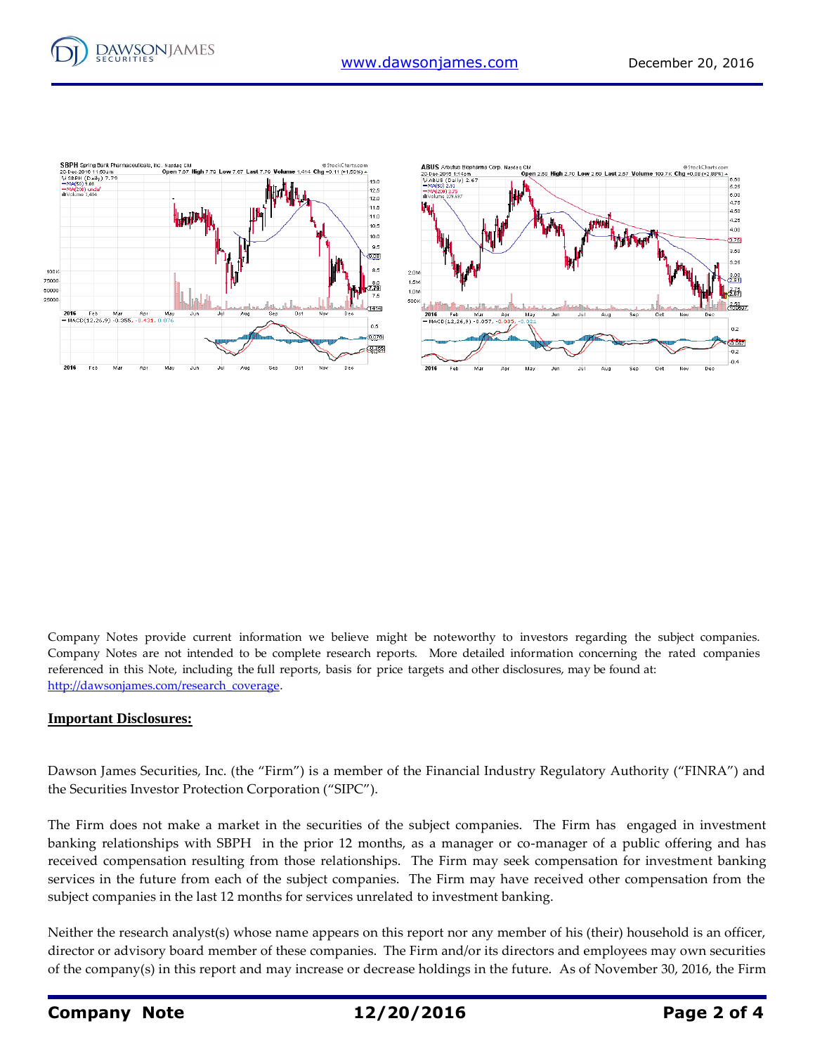Company Notes provide current information we believe might be noteworthy to investors regarding the subject companies. Company Notes are not intended to be complete research reports. More detailed information concerning the rated companies referenced in this Note, including the full reports, basis for price targets and other disclosures, may be found at: http://dawsonjames.com/research_coverage.

## Important Disclosures:

Dawson James Securities, Inc. (the "Firm") is a member of the Financial Industry Regulatory Authority ("FINRA") and the Securities Investor Protection Corporation ("SIPC").

The Firm does not make a market in the securities of the subject companies. The Firm has engaged in investment banking relationships with SBPH in the prior 12 months, as a manager or co-manager of a public offering and has received compensation resulting from those relationships. The Firm may seek compensation for investment banking services in the future from each of the subject companies. The Firm may have received other compensation from the subject companies in the last 12 months for services unrelated to investment banking.

Neither the research analyst(s) whose name appears on this report nor any member of his (their) household is an officer, director or advisory board member of these companies. The Firm and/or its directors and employees may own securities of the company(s) in this report and may increase or decrease holdings in the future. As of November 30, 2016, the Firm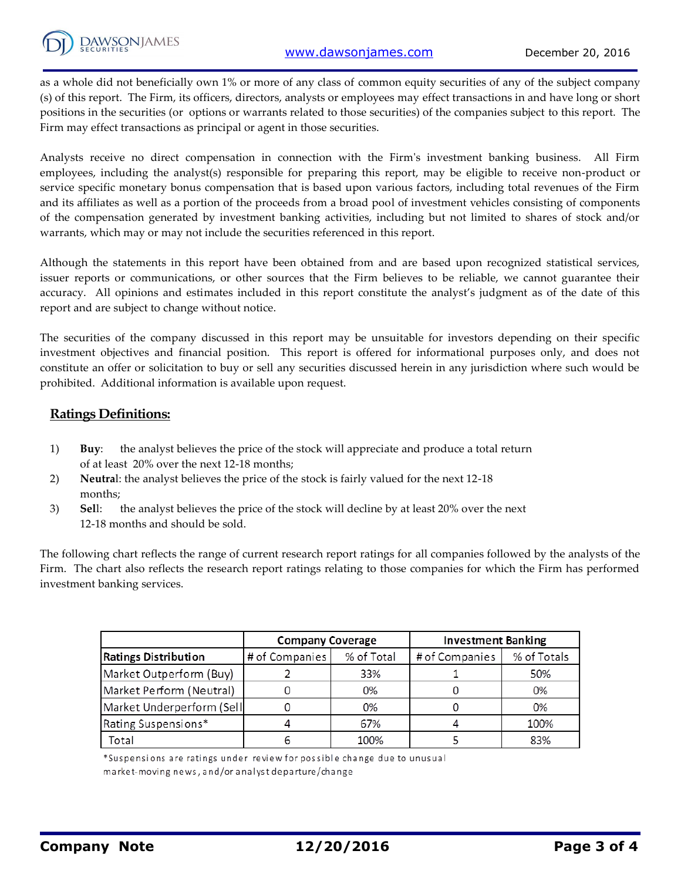as a whole did not beneficially own 1% or more of any class of common equity securities of any of the subject company (s) of this report. The Firm, its officers, directors, analysts or employees may effect transactions in and have long or short positions in the securities (or options or warrants related to those securities) of the companies subject to this report. The Firm may effect transactions as principal or agent in those securities.

Analysts receive no direct compensation in connection with the Firm's investment banking business. All Firm employees, including the analyst(s) responsible for preparing this report, may be eligible to receive non-product or service specific monetary bonus compensation that is based upon various factors, including total revenues of the Firm and its affiliates as well as a portion of the proceeds from a broad pool of investment vehicles consisting of components of the compensation generated by investment banking activities, including but not limited to shares of stock and/or warrants, which may or may not include the securities referenced in this report.

Although the statements in this report have been obtained from and are based upon recognized statistical services, issuer reports or communications, or other sources that the Firm believes to be reliable, we cannot guarantee their accuracy. All opinions and estimates included in this report constitute the analyst's judgment as of the date of this report and are subject to change without notice.

The securities of the company discussed in this report may be unsuitable for investors depending on their specific investment objectives and financial position. This report is offered for informational purposes only, and does not constitute an offer or solicitation to buy or sell any securities discussed herein in any jurisdiction where such would be prohibited. Additional information is available upon request.

## Ratings Definitions:

1) **Buy**: the analyst believes the price of the stock will appreciate and produce a total return of at least 20% over the next 12-18 months;
2) **Neutral**: the analyst believes the price of the stock is fairly valued for the next 12-18 months;
3) **Sell**: the analyst believes the price of the stock will decline by at least 20% over the next 12-18 months and should be sold.

The following chart reflects the range of current research report ratings for all companies followed by the analysts of the Firm. The chart also reflects the research report ratings relating to those companies for which the Firm has performed investment banking services.

| | Company Coverage | | Investment Banking | |
|---|---|---|---|---|
| **Ratings Distribution** | # of Companies | % of Total | # of Companies | % of Totals |
| Market Outperform (Buy) | 2 | 33% | 1 | 50% |
| Market Perform (Neutral) | 0 | 0% | 0 | 0% |
| Market Underperform (Sell | 0 | 0% | 0 | 0% |
| Rating Suspensions* | 4 | 67% | 4 | 100% |
| Total | 6 | 100% | 5 | 83% |

*Suspensions are ratings under review for possible change due to unusual market-moving news, and/or analyst departure/change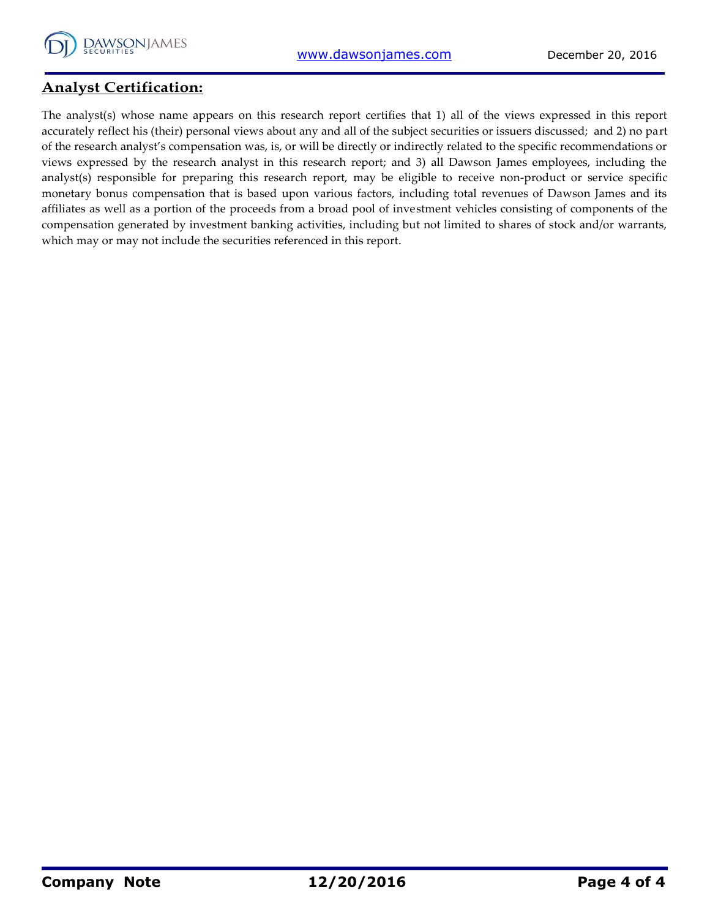## Analyst Certification:

The analyst(s) whose name appears on this research report certifies that 1) all of the views expressed in this report accurately reflect his (their) personal views about any and all of the subject securities or issuers discussed; and 2) no part of the research analyst's compensation was, is, or will be directly or indirectly related to the specific recommendations or views expressed by the research analyst in this research report; and 3) all Dawson James employees, including the analyst(s) responsible for preparing this research report, may be eligible to receive non-product or service specific monetary bonus compensation that is based upon various factors, including total revenues of Dawson James and its affiliates as well as a portion of the proceeds from a broad pool of investment vehicles consisting of components of the compensation generated by investment banking activities, including but not limited to shares of stock and/or warrants, which may or may not include the securities referenced in this report.